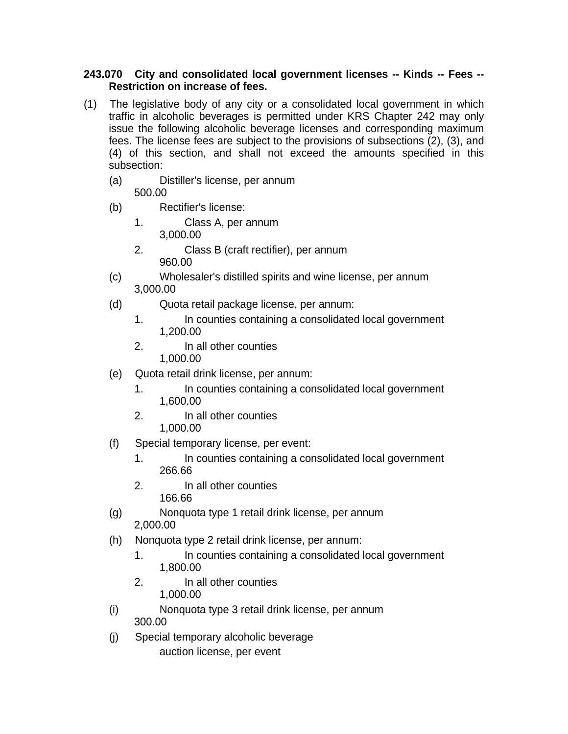**243.070 City and consolidated local government licenses -- Kinds -- Fees -- Restriction on increase of fees.**

(1) The legislative body of any city or a consolidated local government in which traffic in alcoholic beverages is permitted under KRS Chapter 242 may only issue the following alcoholic beverage licenses and corresponding maximum fees. The license fees are subject to the provisions of subsections (2), (3), and (4) of this section, and shall not exceed the amounts specified in this subsection:

(a) Distiller's license, per annum
500.00

(b) Rectifier's license:

1. Class A, per annum
3,000.00

2. Class B (craft rectifier), per annum
960.00

(c) Wholesaler's distilled spirits and wine license, per annum
3,000.00

(d) Quota retail package license, per annum:

1. In counties containing a consolidated local government
1,200.00

2. In all other counties
1,000.00

(e) Quota retail drink license, per annum:

1. In counties containing a consolidated local government
1,600.00

2. In all other counties
1,000.00

(f) Special temporary license, per event:

1. In counties containing a consolidated local government
266.66

2. In all other counties
166.66

(g) Nonquota type 1 retail drink license, per annum
2,000.00

(h) Nonquota type 2 retail drink license, per annum:

1. In counties containing a consolidated local government
1,800.00

2. In all other counties
1,000.00

(i) Nonquota type 3 retail drink license, per annum
300.00

(j) Special temporary alcoholic beverage
auction license, per event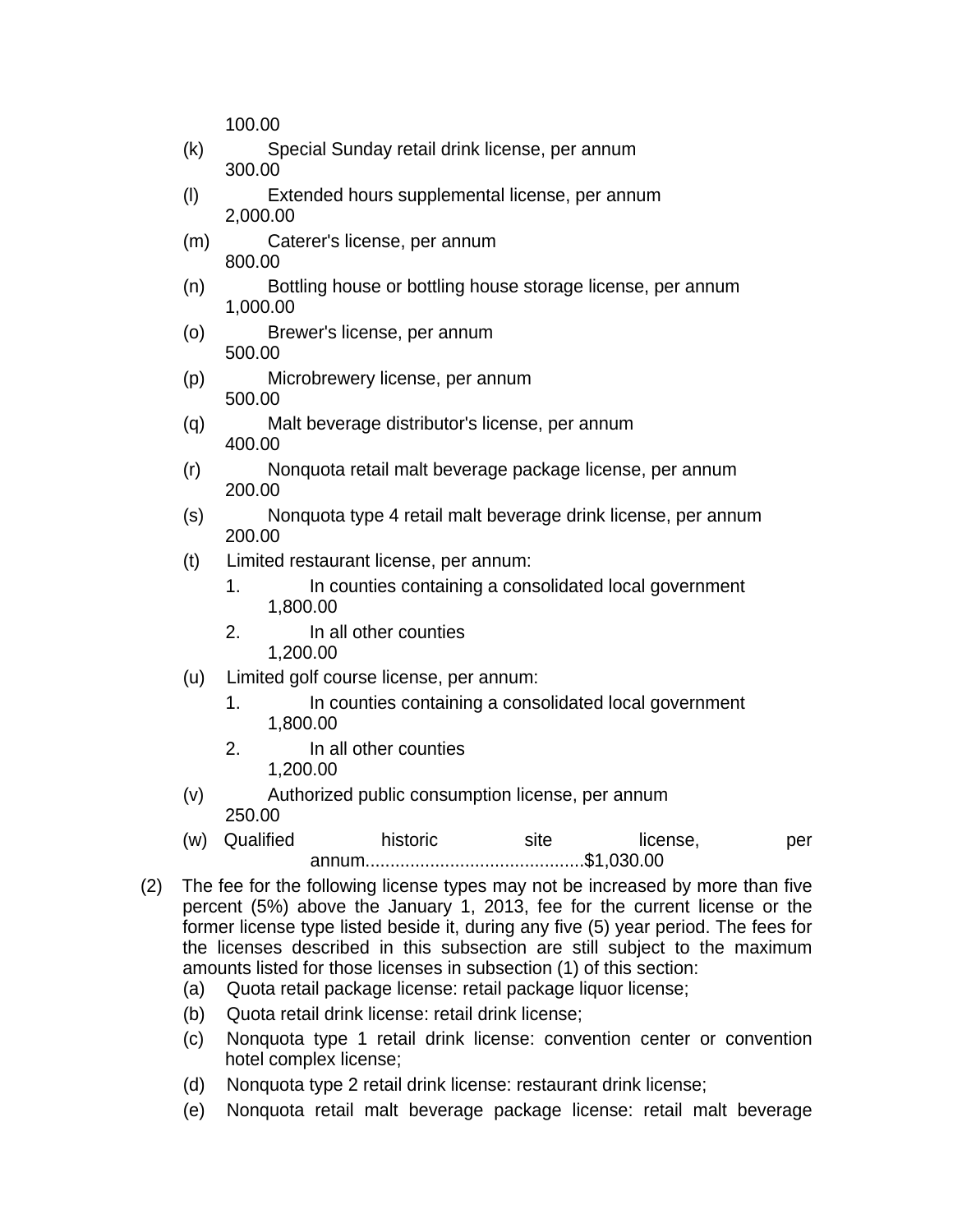100.00

(k) Special Sunday retail drink license, per annum
300.00

(l) Extended hours supplemental license, per annum
2,000.00

(m) Caterer's license, per annum
800.00

(n) Bottling house or bottling house storage license, per annum
1,000.00

(o) Brewer's license, per annum
500.00

(p) Microbrewery license, per annum
500.00

(q) Malt beverage distributor's license, per annum
400.00

(r) Nonquota retail malt beverage package license, per annum
200.00

(s) Nonquota type 4 retail malt beverage drink license, per annum
200.00

(t) Limited restaurant license, per annum:

1. In counties containing a consolidated local government
1,800.00

2. In all other counties
1,200.00

(u) Limited golf course license, per annum:

1. In counties containing a consolidated local government
1,800.00

2. In all other counties
1,200.00

(v) Authorized public consumption license, per annum
250.00

(w) Qualified historic site license, per annum..........................................$1,030.00

(2) The fee for the following license types may not be increased by more than five percent (5%) above the January 1, 2013, fee for the current license or the former license type listed beside it, during any five (5) year period. The fees for the licenses described in this subsection are still subject to the maximum amounts listed for those licenses in subsection (1) of this section:

(a) Quota retail package license: retail package liquor license;

(b) Quota retail drink license: retail drink license;

(c) Nonquota type 1 retail drink license: convention center or convention hotel complex license;

(d) Nonquota type 2 retail drink license: restaurant drink license;

(e) Nonquota retail malt beverage package license: retail malt beverage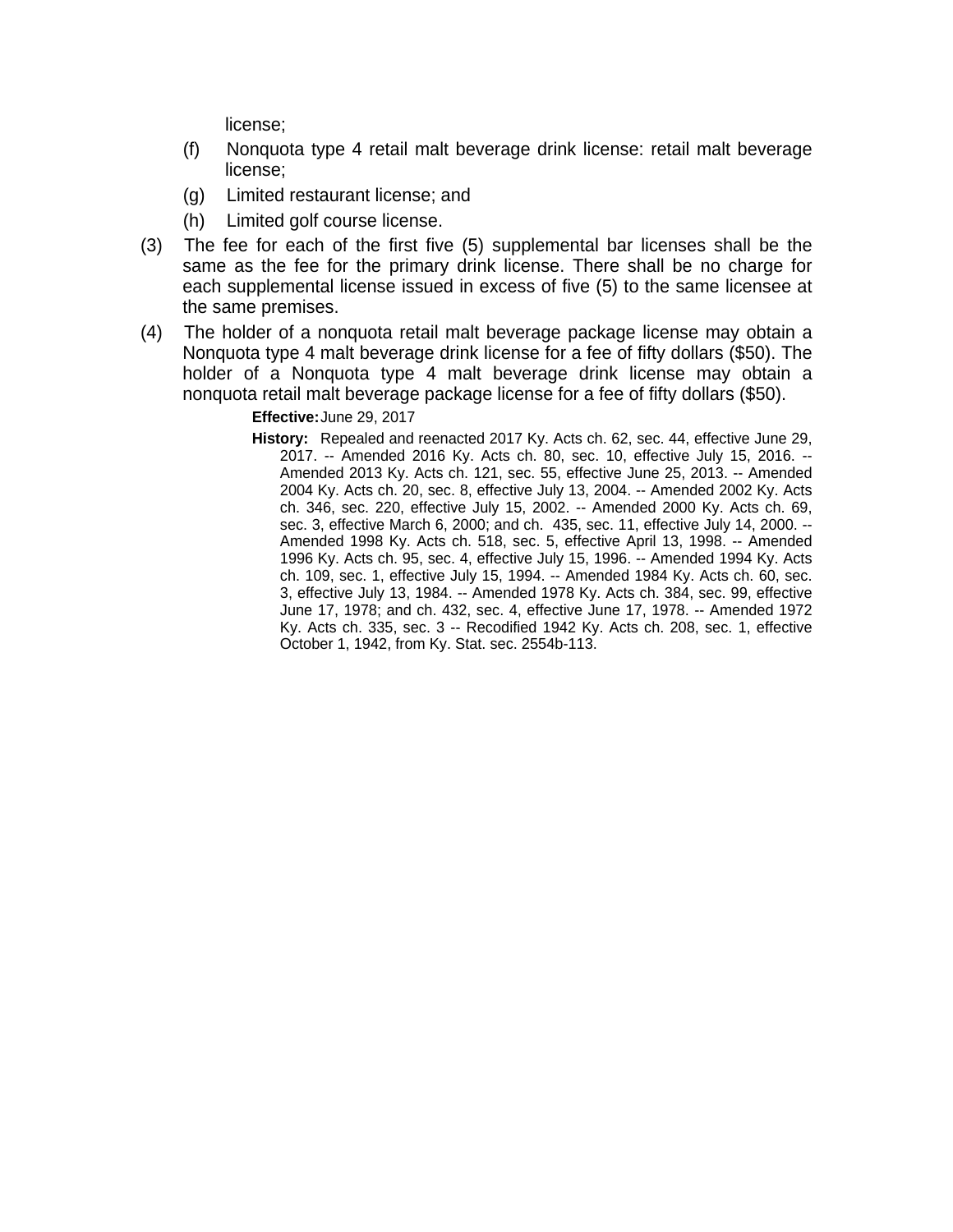license;

(f) Nonquota type 4 retail malt beverage drink license: retail malt beverage license;

(g) Limited restaurant license; and

(h) Limited golf course license.

(3) The fee for each of the first five (5) supplemental bar licenses shall be the same as the fee for the primary drink license. There shall be no charge for each supplemental license issued in excess of five (5) to the same licensee at the same premises.

(4) The holder of a nonquota retail malt beverage package license may obtain a Nonquota type 4 malt beverage drink license for a fee of fifty dollars ($50). The holder of a Nonquota type 4 malt beverage drink license may obtain a nonquota retail malt beverage package license for a fee of fifty dollars ($50).

**Effective:** June 29, 2017

**History:** Repealed and reenacted 2017 Ky. Acts ch. 62, sec. 44, effective June 29, 2017. -- Amended 2016 Ky. Acts ch. 80, sec. 10, effective July 15, 2016. -- Amended 2013 Ky. Acts ch. 121, sec. 55, effective June 25, 2013. -- Amended 2004 Ky. Acts ch. 20, sec. 8, effective July 13, 2004. -- Amended 2002 Ky. Acts ch. 346, sec. 220, effective July 15, 2002. -- Amended 2000 Ky. Acts ch. 69, sec. 3, effective March 6, 2000; and ch. 435, sec. 11, effective July 14, 2000. -- Amended 1998 Ky. Acts ch. 518, sec. 5, effective April 13, 1998. -- Amended 1996 Ky. Acts ch. 95, sec. 4, effective July 15, 1996. -- Amended 1994 Ky. Acts ch. 109, sec. 1, effective July 15, 1994. -- Amended 1984 Ky. Acts ch. 60, sec. 3, effective July 13, 1984. -- Amended 1978 Ky. Acts ch. 384, sec. 99, effective June 17, 1978; and ch. 432, sec. 4, effective June 17, 1978. -- Amended 1972 Ky. Acts ch. 335, sec. 3 -- Recodified 1942 Ky. Acts ch. 208, sec. 1, effective October 1, 1942, from Ky. Stat. sec. 2554b-113.